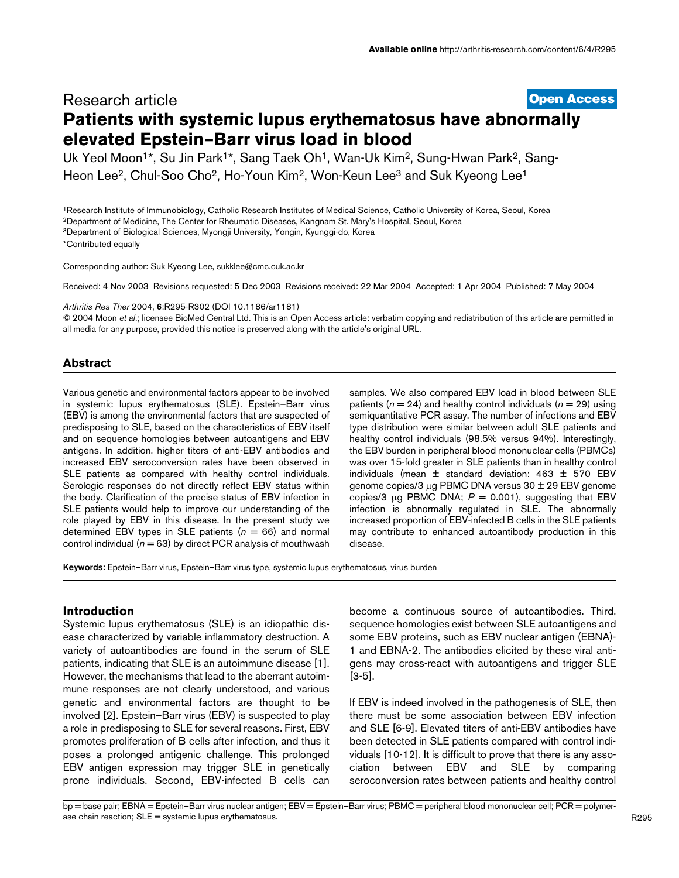Research article

**Open Access**

# Patients with systemic lupus erythematosus have abnormally elevated Epstein–Barr virus load in blood

Uk Yeol Moon[1]*, Su Jin Park[1]*, Sang Taek Oh[1], Wan-Uk Kim[2], Sung-Hwan Park[2], Sang-Heon Lee[2], Chul-Soo Cho[2], Ho-Youn Kim[2], Won-Keun Lee[3] and Suk Kyeong Lee[1]

[1]Research Institute of Immunobiology, Catholic Research Institutes of Medical Science, Catholic University of Korea, Seoul, Korea
[2]Department of Medicine, The Center for Rheumatic Diseases, Kangnam St. Mary's Hospital, Seoul, Korea
[3]Department of Biological Sciences, Myongji University, Yongin, Kyunggi-do, Korea
*Contributed equally

Corresponding author: Suk Kyeong Lee, sukklee@cmc.cuk.ac.kr

Received: 4 Nov 2003 Revisions requested: 5 Dec 2003 Revisions received: 22 Mar 2004 Accepted: 1 Apr 2004 Published: 7 May 2004

*Arthritis Res Ther* 2004, **6**:R295-R302 (DOI 10.1186/ar1181)
© 2004 Moon *et al.*; licensee BioMed Central Ltd. This is an Open Access article: verbatim copying and redistribution of this article are permitted in all media for any purpose, provided this notice is preserved along with the article's original URL.

## Abstract

Various genetic and environmental factors appear to be involved in systemic lupus erythematosus (SLE). Epstein–Barr virus (EBV) is among the environmental factors that are suspected of predisposing to SLE, based on the characteristics of EBV itself and on sequence homologies between autoantigens and EBV antigens. In addition, higher titers of anti-EBV antibodies and increased EBV seroconversion rates have been observed in SLE patients as compared with healthy control individuals. Serologic responses do not directly reflect EBV status within the body. Clarification of the precise status of EBV infection in SLE patients would help to improve our understanding of the role played by EBV in this disease. In the present study we determined EBV types in SLE patients ($n = 66$) and normal control individual ($n = 63$) by direct PCR analysis of mouthwash samples. We also compared EBV load in blood between SLE patients ($n = 24$) and healthy control individuals ($n = 29$) using semiquantitative PCR assay. The number of infections and EBV type distribution were similar between adult SLE patients and healthy control individuals (98.5% versus 94%). Interestingly, the EBV burden in peripheral blood mononuclear cells (PBMCs) was over 15-fold greater in SLE patients than in healthy control individuals (mean ± standard deviation: 463 ± 570 EBV genome copies/3 μg PBMC DNA versus 30 ± 29 EBV genome copies/3 μg PBMC DNA; $P = 0.001$), suggesting that EBV infection is abnormally regulated in SLE. The abnormally increased proportion of EBV-infected B cells in the SLE patients may contribute to enhanced autoantibody production in this disease.

**Keywords:** Epstein–Barr virus, Epstein–Barr virus type, systemic lupus erythematosus, virus burden

## Introduction

Systemic lupus erythematosus (SLE) is an idiopathic disease characterized by variable inflammatory destruction. A variety of autoantibodies are found in the serum of SLE patients, indicating that SLE is an autoimmune disease [1]. However, the mechanisms that lead to the aberrant autoimmune responses are not clearly understood, and various genetic and environmental factors are thought to be involved [2]. Epstein–Barr virus (EBV) is suspected to play a role in predisposing to SLE for several reasons. First, EBV promotes proliferation of B cells after infection, and thus it poses a prolonged antigenic challenge. This prolonged EBV antigen expression may trigger SLE in genetically prone individuals. Second, EBV-infected B cells can become a continuous source of autoantibodies. Third, sequence homologies exist between SLE autoantigens and some EBV proteins, such as EBV nuclear antigen (EBNA)-1 and EBNA-2. The antibodies elicited by these viral antigens may cross-react with autoantigens and trigger SLE [3-5].

If EBV is indeed involved in the pathogenesis of SLE, then there must be some association between EBV infection and SLE [6-9]. Elevated titers of anti-EBV antibodies have been detected in SLE patients compared with control individuals [10-12]. It is difficult to prove that there is any association between EBV and SLE by comparing seroconversion rates between patients and healthy control

bp = base pair; EBNA = Epstein–Barr virus nuclear antigen; EBV = Epstein–Barr virus; PBMC = peripheral blood mononuclear cell; PCR = polymerase chain reaction; SLE = systemic lupus erythematosus.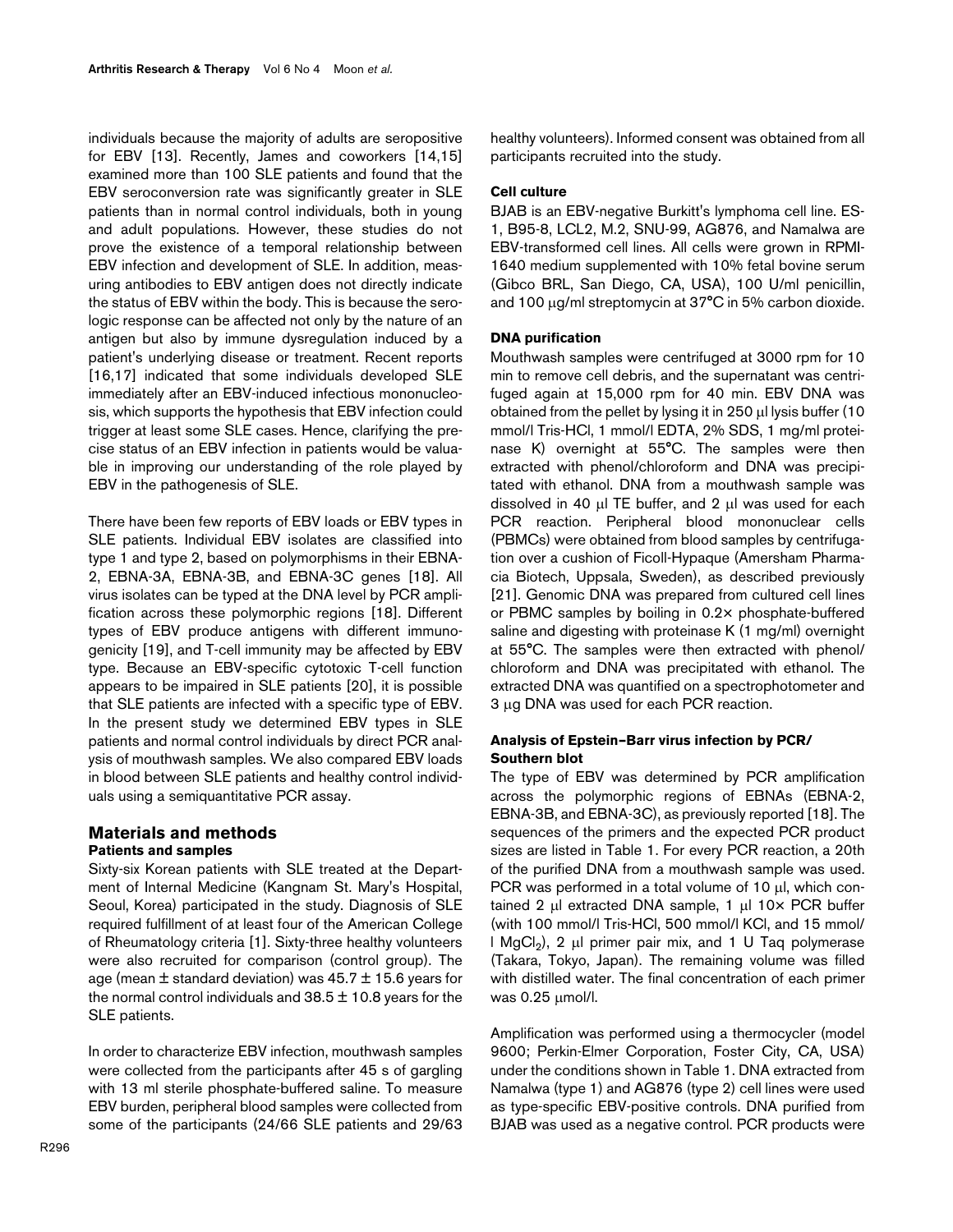individuals because the majority of adults are seropositive for EBV [13]. Recently, James and coworkers [14,15] examined more than 100 SLE patients and found that the EBV seroconversion rate was significantly greater in SLE patients than in normal control individuals, both in young and adult populations. However, these studies do not prove the existence of a temporal relationship between EBV infection and development of SLE. In addition, measuring antibodies to EBV antigen does not directly indicate the status of EBV within the body. This is because the serologic response can be affected not only by the nature of an antigen but also by immune dysregulation induced by a patient's underlying disease or treatment. Recent reports [16,17] indicated that some individuals developed SLE immediately after an EBV-induced infectious mononucleosis, which supports the hypothesis that EBV infection could trigger at least some SLE cases. Hence, clarifying the precise status of an EBV infection in patients would be valuable in improving our understanding of the role played by EBV in the pathogenesis of SLE.

There have been few reports of EBV loads or EBV types in SLE patients. Individual EBV isolates are classified into type 1 and type 2, based on polymorphisms in their EBNA-2, EBNA-3A, EBNA-3B, and EBNA-3C genes [18]. All virus isolates can be typed at the DNA level by PCR amplification across these polymorphic regions [18]. Different types of EBV produce antigens with different immunogenicity [19], and T-cell immunity may be affected by EBV type. Because an EBV-specific cytotoxic T-cell function appears to be impaired in SLE patients [20], it is possible that SLE patients are infected with a specific type of EBV. In the present study we determined EBV types in SLE patients and normal control individuals by direct PCR analysis of mouthwash samples. We also compared EBV loads in blood between SLE patients and healthy control individuals using a semiquantitative PCR assay.

## Materials and methods

### Patients and samples

Sixty-six Korean patients with SLE treated at the Department of Internal Medicine (Kangnam St. Mary's Hospital, Seoul, Korea) participated in the study. Diagnosis of SLE required fulfillment of at least four of the American College of Rheumatology criteria [1]. Sixty-three healthy volunteers were also recruited for comparison (control group). The age (mean ± standard deviation) was 45.7 ± 15.6 years for the normal control individuals and 38.5 ± 10.8 years for the SLE patients.

In order to characterize EBV infection, mouthwash samples were collected from the participants after 45 s of gargling with 13 ml sterile phosphate-buffered saline. To measure EBV burden, peripheral blood samples were collected from some of the participants (24/66 SLE patients and 29/63 healthy volunteers). Informed consent was obtained from all participants recruited into the study.

### Cell culture

BJAB is an EBV-negative Burkitt's lymphoma cell line. ES-1, B95-8, LCL2, M.2, SNU-99, AG876, and Namalwa are EBV-transformed cell lines. All cells were grown in RPMI-1640 medium supplemented with 10% fetal bovine serum (Gibco BRL, San Diego, CA, USA), 100 U/ml penicillin, and 100 μg/ml streptomycin at 37°C in 5% carbon dioxide.

### DNA purification

Mouthwash samples were centrifuged at 3000 rpm for 10 min to remove cell debris, and the supernatant was centrifuged again at 15,000 rpm for 40 min. EBV DNA was obtained from the pellet by lysing it in 250 μl lysis buffer (10 mmol/l Tris-HCl, 1 mmol/l EDTA, 2% SDS, 1 mg/ml proteinase K) overnight at 55°C. The samples were then extracted with phenol/chloroform and DNA was precipitated with ethanol. DNA from a mouthwash sample was dissolved in 40 μl TE buffer, and 2 μl was used for each PCR reaction. Peripheral blood mononuclear cells (PBMCs) were obtained from blood samples by centrifugation over a cushion of Ficoll-Hypaque (Amersham Pharmacia Biotech, Uppsala, Sweden), as described previously [21]. Genomic DNA was prepared from cultured cell lines or PBMC samples by boiling in 0.2× phosphate-buffered saline and digesting with proteinase K (1 mg/ml) overnight at 55°C. The samples were then extracted with phenol/chloroform and DNA was precipitated with ethanol. The extracted DNA was quantified on a spectrophotometer and 3 μg DNA was used for each PCR reaction.

### Analysis of Epstein–Barr virus infection by PCR/Southern blot

The type of EBV was determined by PCR amplification across the polymorphic regions of EBNAs (EBNA-2, EBNA-3B, and EBNA-3C), as previously reported [18]. The sequences of the primers and the expected PCR product sizes are listed in Table 1. For every PCR reaction, a 20th of the purified DNA from a mouthwash sample was used. PCR was performed in a total volume of 10 μl, which contained 2 μl extracted DNA sample, 1 μl 10× PCR buffer (with 100 mmol/l Tris-HCl, 500 mmol/l KCl, and 15 mmol/l $MgCl_2$), 2 μl primer pair mix, and 1 U Taq polymerase (Takara, Tokyo, Japan). The remaining volume was filled with distilled water. The final concentration of each primer was 0.25 μmol/l.

Amplification was performed using a thermocycler (model 9600; Perkin-Elmer Corporation, Foster City, CA, USA) under the conditions shown in Table 1. DNA extracted from Namalwa (type 1) and AG876 (type 2) cell lines were used as type-specific EBV-positive controls. DNA purified from BJAB was used as a negative control. PCR products were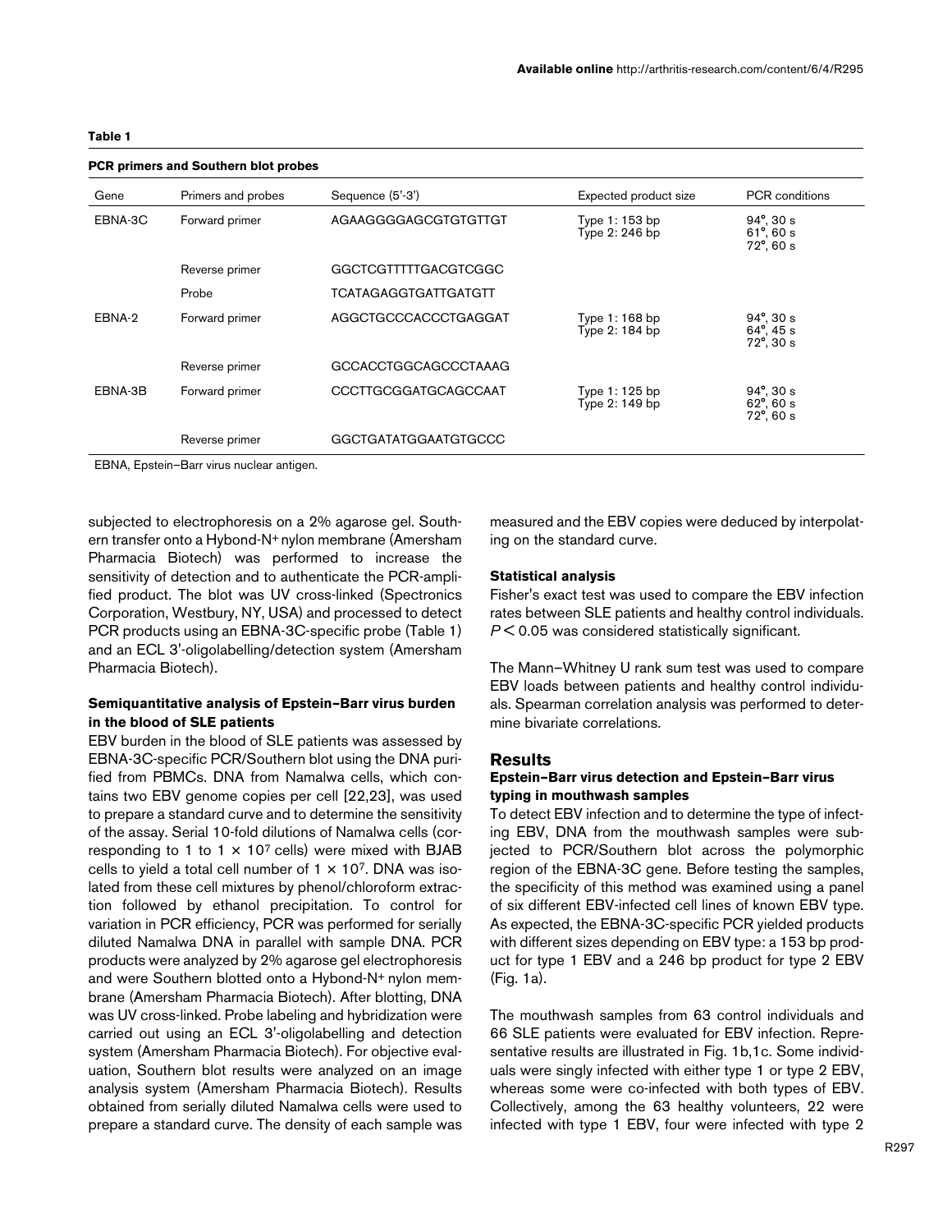**Table 1**

**PCR primers and Southern blot probes**

| Gene | Primers and probes | Sequence (5'-3') | Expected product size | PCR conditions |
|---|---|---|---|---|
| EBNA-3C | Forward primer | AGAAGGGGAGCGTGTGTTGT | Type 1: 153 bp<br>Type 2: 246 bp | 94°, 30 s<br>61°, 60 s<br>72°, 60 s |
| | Reverse primer | GGCTCGTTTTTGACGTCGGC | | |
| | Probe | TCATAGAGGTGATTGATGTT | | |
| EBNA-2 | Forward primer | AGGCTGCCCACCCTGAGGAT | Type 1: 168 bp<br>Type 2: 184 bp | 94°, 30 s<br>64°, 45 s<br>72°, 30 s |
| | Reverse primer | GCCACCTGGCAGCCCTAAAG | | |
| EBNA-3B | Forward primer | CCCTTGCGGATGCAGCCAAT | Type 1: 125 bp<br>Type 2: 149 bp | 94°, 30 s<br>62°, 60 s<br>72°, 60 s |
| | Reverse primer | GGCTGATATGGAATGTGCCC | | |

EBNA, Epstein–Barr virus nuclear antigen.

subjected to electrophoresis on a 2% agarose gel. Southern transfer onto a Hybond-N+ nylon membrane (Amersham Pharmacia Biotech) was performed to increase the sensitivity of detection and to authenticate the PCR-amplified product. The blot was UV cross-linked (Spectronics Corporation, Westbury, NY, USA) and processed to detect PCR products using an EBNA-3C-specific probe (Table 1) and an ECL 3'-oligolabelling/detection system (Amersham Pharmacia Biotech).

### Semiquantitative analysis of Epstein–Barr virus burden in the blood of SLE patients

EBV burden in the blood of SLE patients was assessed by EBNA-3C-specific PCR/Southern blot using the DNA purified from PBMCs. DNA from Namalwa cells, which contains two EBV genome copies per cell [22,23], was used to prepare a standard curve and to determine the sensitivity of the assay. Serial 10-fold dilutions of Namalwa cells (corresponding to 1 to $1 \times 10^7$ cells) were mixed with BJAB cells to yield a total cell number of $1 \times 10^7$. DNA was isolated from these cell mixtures by phenol/chloroform extraction followed by ethanol precipitation. To control for variation in PCR efficiency, PCR was performed for serially diluted Namalwa DNA in parallel with sample DNA. PCR products were analyzed by 2% agarose gel electrophoresis and were Southern blotted onto a Hybond-N+ nylon membrane (Amersham Pharmacia Biotech). After blotting, DNA was UV cross-linked. Probe labeling and hybridization were carried out using an ECL 3'-oligolabelling and detection system (Amersham Pharmacia Biotech). For objective evaluation, Southern blot results were analyzed on an image analysis system (Amersham Pharmacia Biotech). Results obtained from serially diluted Namalwa cells were used to prepare a standard curve. The density of each sample was measured and the EBV copies were deduced by interpolating on the standard curve.

### Statistical analysis

Fisher's exact test was used to compare the EBV infection rates between SLE patients and healthy control individuals. $P < 0.05$ was considered statistically significant.

The Mann–Whitney U rank sum test was used to compare EBV loads between patients and healthy control individuals. Spearman correlation analysis was performed to determine bivariate correlations.

## Results

### Epstein–Barr virus detection and Epstein–Barr virus typing in mouthwash samples

To detect EBV infection and to determine the type of infecting EBV, DNA from the mouthwash samples were subjected to PCR/Southern blot across the polymorphic region of the EBNA-3C gene. Before testing the samples, the specificity of this method was examined using a panel of six different EBV-infected cell lines of known EBV type. As expected, the EBNA-3C-specific PCR yielded products with different sizes depending on EBV type: a 153 bp product for type 1 EBV and a 246 bp product for type 2 EBV (Fig. 1a).

The mouthwash samples from 63 control individuals and 66 SLE patients were evaluated for EBV infection. Representative results are illustrated in Fig. 1b,1c. Some individuals were singly infected with either type 1 or type 2 EBV, whereas some were co-infected with both types of EBV. Collectively, among the 63 healthy volunteers, 22 were infected with type 1 EBV, four were infected with type 2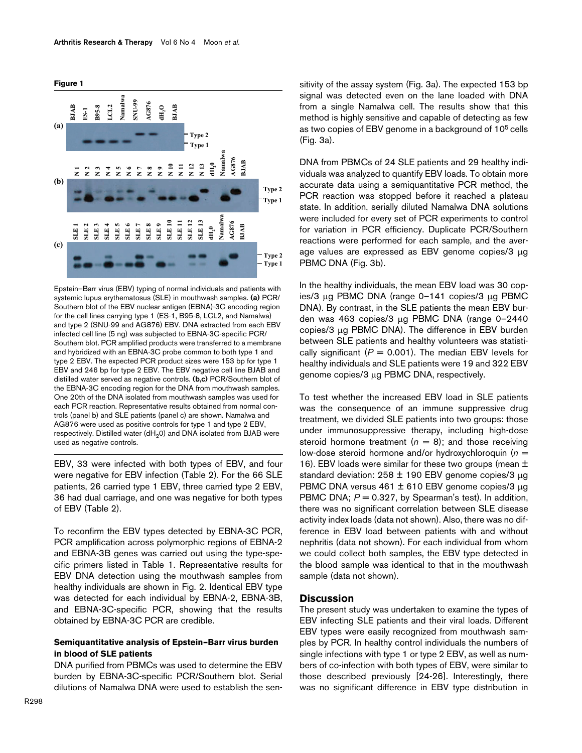**Figure 1**

Epstein–Barr virus (EBV) typing of normal individuals and patients with systemic lupus erythematosus (SLE) in mouthwash samples. **(a)** PCR/Southern blot of the EBV nuclear antigen (EBNA)-3C encoding region for the cell lines carrying type 1 (ES-1, B95-8, LCL2, and Namalwa) and type 2 (SNU-99 and AG876) EBV. DNA extracted from each EBV infected cell line (5 ng) was subjected to EBNA-3C-specific PCR/Southern blot. PCR amplified products were transferred to a membrane and hybridized with an EBNA-3C probe common to both type 1 and type 2 EBV. The expected PCR product sizes were 153 bp for type 1 EBV and 246 bp for type 2 EBV. The EBV negative cell line BJAB and distilled water served as negative controls. **(b,c)** PCR/Southern blot of the EBNA-3C encoding region for the DNA from mouthwash samples. One 20th of the DNA isolated from mouthwash samples was used for each PCR reaction. Representative results obtained from normal controls (panel b) and SLE patients (panel c) are shown. Namalwa and AG876 were used as positive controls for type 1 and type 2 EBV, respectively. Distilled water ($dH_2O$) and DNA isolated from BJAB were used as negative controls.

EBV, 33 were infected with both types of EBV, and four were negative for EBV infection (Table 2). For the 66 SLE patients, 26 carried type 1 EBV, three carried type 2 EBV, 36 had dual carriage, and one was negative for both types of EBV (Table 2).

To reconfirm the EBV types detected by EBNA-3C PCR, PCR amplification across polymorphic regions of EBNA-2 and EBNA-3B genes was carried out using the type-specific primers listed in Table 1. Representative results for EBV DNA detection using the mouthwash samples from healthy individuals are shown in Fig. 2. Identical EBV type was detected for each individual by EBNA-2, EBNA-3B, and EBNA-3C-specific PCR, showing that the results obtained by EBNA-3C PCR are credible.

### Semiquantitative analysis of Epstein–Barr virus burden in blood of SLE patients

DNA purified from PBMCs was used to determine the EBV burden by EBNA-3C-specific PCR/Southern blot. Serial dilutions of Namalwa DNA were used to establish the sensitivity of the assay system (Fig. 3a). The expected 153 bp signal was detected even on the lane loaded with DNA from a single Namalwa cell. The results show that this method is highly sensitive and capable of detecting as few as two copies of EBV genome in a background of $10^5$ cells (Fig. 3a).

DNA from PBMCs of 24 SLE patients and 29 healthy individuals was analyzed to quantify EBV loads. To obtain more accurate data using a semiquantitative PCR method, the PCR reaction was stopped before it reached a plateau state. In addition, serially diluted Namalwa DNA solutions were included for every set of PCR experiments to control for variation in PCR efficiency. Duplicate PCR/Southern reactions were performed for each sample, and the average values are expressed as EBV genome copies/3 μg PBMC DNA (Fig. 3b).

In the healthy individuals, the mean EBV load was 30 copies/3 μg PBMC DNA (range 0–141 copies/3 μg PBMC DNA). By contrast, in the SLE patients the mean EBV burden was 463 copies/3 μg PBMC DNA (range 0–2440 copies/3 μg PBMC DNA). The difference in EBV burden between SLE patients and healthy volunteers was statistically significant ($P = 0.001$). The median EBV levels for healthy individuals and SLE patients were 19 and 322 EBV genome copies/3 μg PBMC DNA, respectively.

To test whether the increased EBV load in SLE patients was the consequence of an immune suppressive drug treatment, we divided SLE patients into two groups: those under immunosuppressive therapy, including high-dose steroid hormone treatment ($n = 8$); and those receiving low-dose steroid hormone and/or hydroxychloroquin ($n = 16$). EBV loads were similar for these two groups (mean ± standard deviation: 258 ± 190 EBV genome copies/3 μg PBMC DNA versus 461 ± 610 EBV genome copies/3 μg PBMC DNA; $P = 0.327$, by Spearman's test). In addition, there was no significant correlation between SLE disease activity index loads (data not shown). Also, there was no difference in EBV load between patients with and without nephritis (data not shown). For each individual from whom we could collect both samples, the EBV type detected in the blood sample was identical to that in the mouthwash sample (data not shown).

## Discussion

The present study was undertaken to examine the types of EBV infecting SLE patients and their viral loads. Different EBV types were easily recognized from mouthwash samples by PCR. In healthy control individuals the numbers of single infections with type 1 or type 2 EBV, as well as numbers of co-infection with both types of EBV, were similar to those described previously [24-26]. Interestingly, there was no significant difference in EBV type distribution in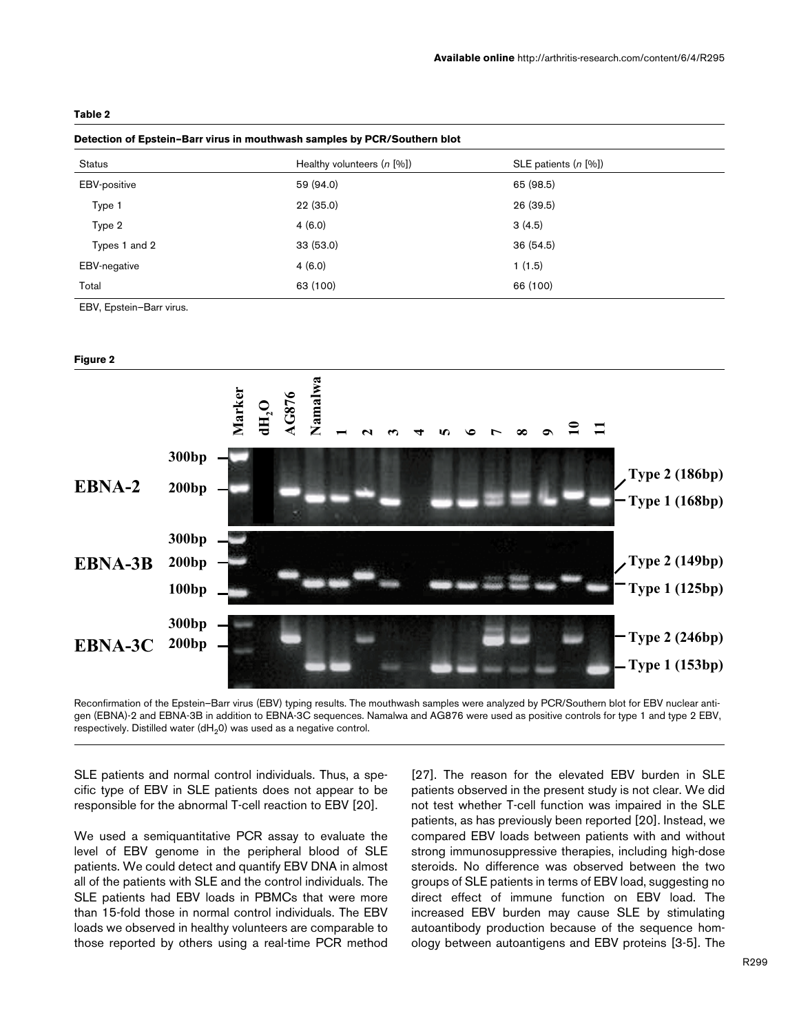**Table 2**

**Detection of Epstein–Barr virus in mouthwash samples by PCR/Southern blot**

| Status | Healthy volunteers (*n* [%]) | SLE patients (*n* [%]) |
|---|---|---|
| EBV-positive | 59 (94.0) | 65 (98.5) |
| Type 1 | 22 (35.0) | 26 (39.5) |
| Type 2 | 4 (6.0) | 3 (4.5) |
| Types 1 and 2 | 33 (53.0) | 36 (54.5) |
| EBV-negative | 4 (6.0) | 1 (1.5) |
| Total | 63 (100) | 66 (100) |

EBV, Epstein–Barr virus.

**Figure 2**

Reconfirmation of the Epstein–Barr virus (EBV) typing results. The mouthwash samples were analyzed by PCR/Southern blot for EBV nuclear antigen (EBNA)-2 and EBNA-3B in addition to EBNA-3C sequences. Namalwa and AG876 were used as positive controls for type 1 and type 2 EBV, respectively. Distilled water ($dH_2O$) was used as a negative control.

SLE patients and normal control individuals. Thus, a specific type of EBV in SLE patients does not appear to be responsible for the abnormal T-cell reaction to EBV [20].

We used a semiquantitative PCR assay to evaluate the level of EBV genome in the peripheral blood of SLE patients. We could detect and quantify EBV DNA in almost all of the patients with SLE and the control individuals. The SLE patients had EBV loads in PBMCs that were more than 15-fold those in normal control individuals. The EBV loads we observed in healthy volunteers are comparable to those reported by others using a real-time PCR method [27]. The reason for the elevated EBV burden in SLE patients observed in the present study is not clear. We did not test whether T-cell function was impaired in the SLE patients, as has previously been reported [20]. Instead, we compared EBV loads between patients with and without strong immunosuppressive therapies, including high-dose steroids. No difference was observed between the two groups of SLE patients in terms of EBV load, suggesting no direct effect of immune function on EBV load. The increased EBV burden may cause SLE by stimulating autoantibody production because of the sequence homology between autoantigens and EBV proteins [3-5]. The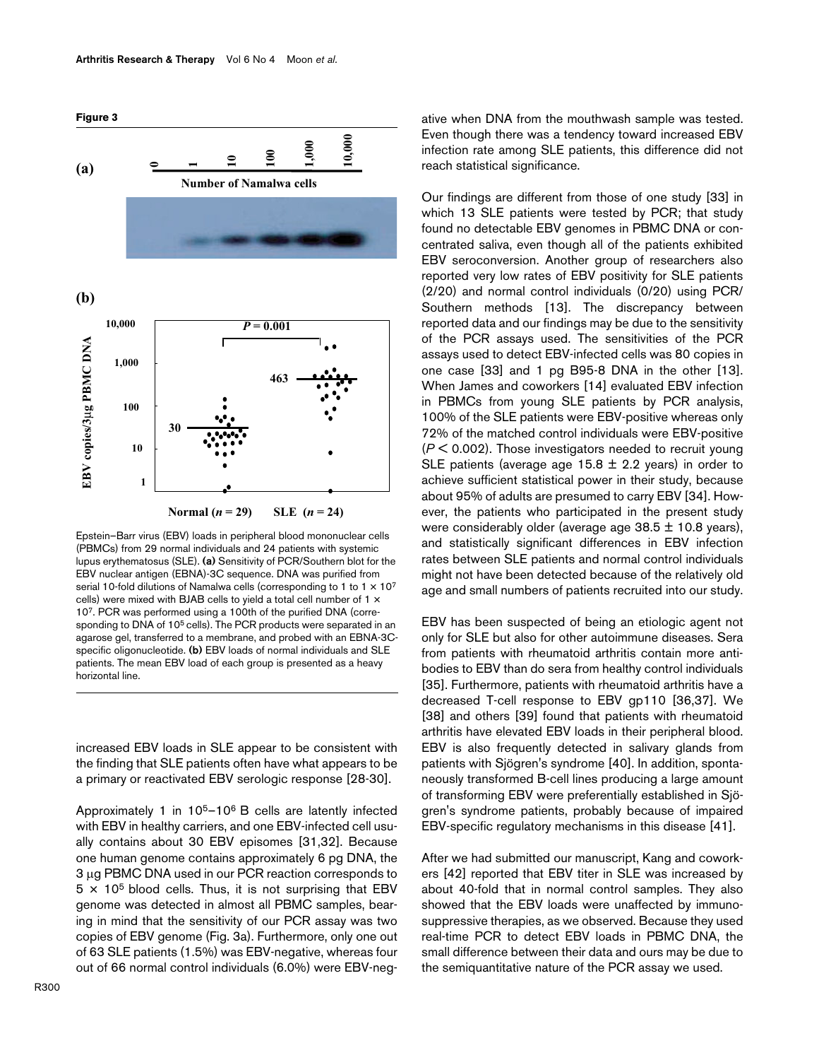**Figure 3**

Epstein–Barr virus (EBV) loads in peripheral blood mononuclear cells (PBMCs) from 29 normal individuals and 24 patients with systemic lupus erythematosus (SLE). **(a)** Sensitivity of PCR/Southern blot for the EBV nuclear antigen (EBNA)-3C sequence. DNA was purified from serial 10-fold dilutions of Namalwa cells (corresponding to 1 to $1 \times 10^7$ cells) were mixed with BJAB cells to yield a total cell number of $1 \times 10^7$. PCR was performed using a 100th of the purified DNA (corresponding to DNA of $10^5$ cells). The PCR products were separated in an agarose gel, transferred to a membrane, and probed with an EBNA-3C-specific oligonucleotide. **(b)** EBV loads of normal individuals and SLE patients. The mean EBV load of each group is presented as a heavy horizontal line.

increased EBV loads in SLE appear to be consistent with the finding that SLE patients often have what appears to be a primary or reactivated EBV serologic response [28-30].

Approximately 1 in $10^5$–$10^6$ B cells are latently infected with EBV in healthy carriers, and one EBV-infected cell usually contains about 30 EBV episomes [31,32]. Because one human genome contains approximately 6 pg DNA, the 3 μg PBMC DNA used in our PCR reaction corresponds to $5 \times 10^5$ blood cells. Thus, it is not surprising that EBV genome was detected in almost all PBMC samples, bearing in mind that the sensitivity of our PCR assay was two copies of EBV genome (Fig. 3a). Furthermore, only one out of 63 SLE patients (1.5%) was EBV-negative, whereas four out of 66 normal control individuals (6.0%) were EBV-negative when DNA from the mouthwash sample was tested. Even though there was a tendency toward increased EBV infection rate among SLE patients, this difference did not reach statistical significance.

Our findings are different from those of one study [33] in which 13 SLE patients were tested by PCR; that study found no detectable EBV genomes in PBMC DNA or concentrated saliva, even though all of the patients exhibited EBV seroconversion. Another group of researchers also reported very low rates of EBV positivity for SLE patients (2/20) and normal control individuals (0/20) using PCR/Southern methods [13]. The discrepancy between reported data and our findings may be due to the sensitivity of the PCR assays used. The sensitivities of the PCR assays used to detect EBV-infected cells was 80 copies in one case [33] and 1 pg B95-8 DNA in the other [13]. When James and coworkers [14] evaluated EBV infection in PBMCs from young SLE patients by PCR analysis, 100% of the SLE patients were EBV-positive whereas only 72% of the matched control individuals were EBV-positive ($P < 0.002$). Those investigators needed to recruit young SLE patients (average age 15.8 ± 2.2 years) in order to achieve sufficient statistical power in their study, because about 95% of adults are presumed to carry EBV [34]. However, the patients who participated in the present study were considerably older (average age 38.5 ± 10.8 years), and statistically significant differences in EBV infection rates between SLE patients and normal control individuals might not have been detected because of the relatively old age and small numbers of patients recruited into our study.

EBV has been suspected of being an etiologic agent not only for SLE but also for other autoimmune diseases. Sera from patients with rheumatoid arthritis contain more antibodies to EBV than do sera from healthy control individuals [35]. Furthermore, patients with rheumatoid arthritis have a decreased T-cell response to EBV gp110 [36,37]. We [38] and others [39] found that patients with rheumatoid arthritis have elevated EBV loads in their peripheral blood. EBV is also frequently detected in salivary glands from patients with Sjögren's syndrome [40]. In addition, spontaneously transformed B-cell lines producing a large amount of transforming EBV were preferentially established in Sjögren's syndrome patients, probably because of impaired EBV-specific regulatory mechanisms in this disease [41].

After we had submitted our manuscript, Kang and coworkers [42] reported that EBV titer in SLE was increased by about 40-fold that in normal control samples. They also showed that the EBV loads were unaffected by immunosuppressive therapies, as we observed. Because they used real-time PCR to detect EBV loads in PBMC DNA, the small difference between their data and ours may be due to the semiquantitative nature of the PCR assay we used.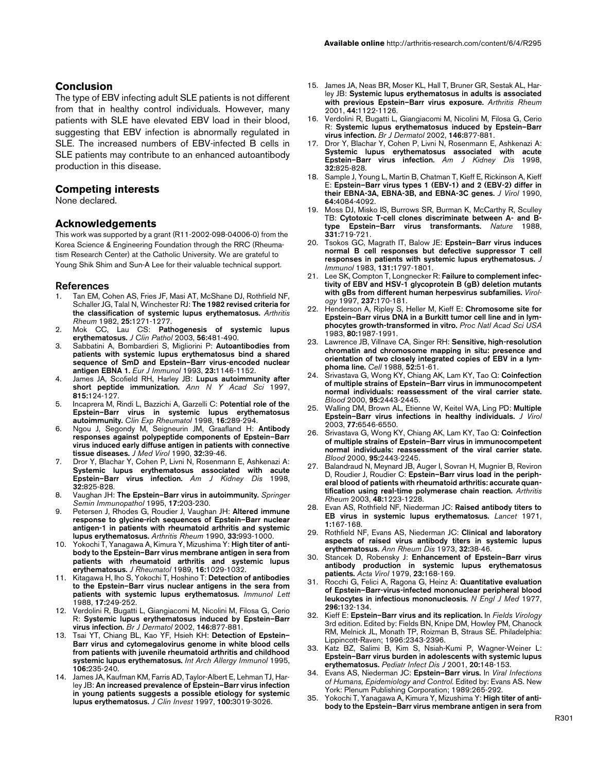## Conclusion

The type of EBV infecting adult SLE patients is not different from that in healthy control individuals. However, many patients with SLE have elevated EBV load in their blood, suggesting that EBV infection is abnormally regulated in SLE. The increased numbers of EBV-infected B cells in SLE patients may contribute to an enhanced autoantibody production in this disease.

## Competing interests

None declared.

## Acknowledgements

This work was supported by a grant (R11-2002-098-04006-0) from the Korea Science & Engineering Foundation through the RRC (Rheumatism Research Center) at the Catholic University. We are grateful to Young Shik Shim and Sun-A Lee for their valuable technical support.

## References

1. Tan EM, Cohen AS, Fries JF, Masi AT, McShane DJ, Rothfield NF, Schaller JG, Talal N, Winchester RJ: **The 1982 revised criteria for the classification of systemic lupus erythematosus.** *Arthritis Rheum* 1982, **25:**1271-1277.
2. Mok CC, Lau CS: **Pathogenesis of systemic lupus erythematosus.** *J Clin Pathol* 2003, **56:**481-490.
3. Sabbatini A, Bombardieri S, Migliorini P: **Autoantibodies from patients with systemic lupus erythematosus bind a shared sequence of SmD and Epstein–Barr virus-encoded nuclear antigen EBNA 1.** *Eur J Immunol* 1993, **23:**1146-1152.
4. James JA, Scofield RH, Harley JB: **Lupus autoimmunity after short peptide immunization.** *Ann N Y Acad Sci* 1997, **815:**124-127.
5. Incaprera M, Rindi L, Bazzichi A, Garzelli C: **Potential role of the Epstein–Barr virus in systemic lupus erythematosus autoimmunity.** *Clin Exp Rheumatol* 1998, **16:**289-294.
6. Ngou J, Segondy M, Seigneurin JM, Graafland H: **Antibody responses against polypeptide components of Epstein–Barr virus induced early diffuse antigen in patients with connective tissue diseases.** *J Med Virol* 1990, **32:**39-46.
7. Dror Y, Blachar Y, Cohen P, Livni N, Rosenmann E, Ashkenazi A: **Systemic lupus erythematosus associated with acute Epstein–Barr virus infection.** *Am J Kidney Dis* 1998, **32:**825-828.
8. Vaughan JH: **The Epstein–Barr virus in autoimmunity.** *Springer Semin Immunopathol* 1995, **17:**203-230.
9. Petersen J, Rhodes G, Roudier J, Vaughan JH: **Altered immune response to glycine-rich sequences of Epstein–Barr nuclear antigen-1 in patients with rheumatoid arthritis and systemic lupus erythematosus.** *Arthritis Rheum* 1990, **33:**993-1000.
10. Yokochi T, Yanagawa A, Kimura Y, Mizushima Y: **High titer of antibody to the Epstein–Barr virus membrane antigen in sera from patients with rheumatoid arthritis and systemic lupus erythematosus.** *J Rheumatol* 1989, **16:**1029-1032.
11. Kitagawa H, Iho S, Yokochi T, Hoshino T: **Detection of antibodies to the Epstein–Barr virus nuclear antigens in the sera from patients with systemic lupus erythematosus.** *Immunol Lett* 1988, **17:**249-252.
12. Verdolini R, Bugatti L, Giangiacomi M, Nicolini M, Filosa G, Cerio R: **Systemic lupus erythematosus induced by Epstein–Barr virus infection.** *Br J Dermatol* 2002, **146:**877-881.
13. Tsai YT, Chiang BL, Kao YF, Hsieh KH: **Detection of Epstein–Barr virus and cytomegalovirus genome in white blood cells from patients with juvenile rheumatoid arthritis and childhood systemic lupus erythematosus.** *Int Arch Allergy Immunol* 1995, **106:**235-240.
14. James JA, Kaufman KM, Farris AD, Taylor-Albert E, Lehman TJ, Harley JB: **An increased prevalence of Epstein–Barr virus infection in young patients suggests a possible etiology for systemic lupus erythematosus.** *J Clin Invest* 1997, **100:**3019-3026.
15. James JA, Neas BR, Moser KL, Hall T, Bruner GR, Sestak AL, Harley JB: **Systemic lupus erythematosus in adults is associated with previous Epstein–Barr virus exposure.** *Arthritis Rheum* 2001, **44:**1122-1126.
16. Verdolini R, Bugatti L, Giangiacomi M, Nicolini M, Filosa G, Cerio R: **Systemic lupus erythematosus induced by Epstein–Barr virus infection.** *Br J Dermatol* 2002, **146:**877-881.
17. Dror Y, Blachar Y, Cohen P, Livni N, Rosenmann E, Ashkenazi A: **Systemic lupus erythematosus associated with acute Epstein–Barr virus infection.** *Am J Kidney Dis* 1998, **32:**825-828.
18. Sample J, Young L, Martin B, Chatman T, Kieff E, Rickinson A, Kieff E: **Epstein–Barr virus types 1 (EBV-1) and 2 (EBV-2) differ in their EBNA-3A, EBNA-3B, and EBNA-3C genes.** *J Virol* 1990, **64:**4084-4092.
19. Moss DJ, Misko IS, Burrows SR, Burman K, McCarthy R, Sculley TB: **Cytotoxic T-cell clones discriminate between A- and B-type Epstein–Barr virus transformants.** *Nature* 1988, **331:**719-721.
20. Tsokos GC, Magrath IT, Balow JE: **Epstein–Barr virus induces normal B cell responses but defective suppressor T cell responses in patients with systemic lupus erythematosus.** *J Immunol* 1983, **131:**1797-1801.
21. Lee SK, Compton T, Longnecker R: **Failure to complement infectivity of EBV and HSV-1 glycoprotein B (gB) deletion mutants with gBs from different human herpesvirus subfamilies.** *Virology* 1997, **237:**170-181.
22. Henderson A, Ripley S, Heller M, Kieff E: **Chromosome site for Epstein–Barr virus DNA in a Burkitt tumor cell line and in lymphocytes growth-transformed in vitro.** *Proc Natl Acad Sci USA* 1983, **80:**1987-1991.
23. Lawrence JB, Villnave CA, Singer RH: **Sensitive, high-resolution chromatin and chromosome mapping in situ: presence and orientation of two closely integrated copies of EBV in a lymphoma line.** *Cell* 1988, **52:**51-61.
24. Srivastava G, Wong KY, Chiang AK, Lam KY, Tao Q: **Coinfection of multiple strains of Epstein–Barr virus in immunocompetent normal individuals: reassessment of the viral carrier state.** *Blood* 2000, **95:**2443-2445.
25. Walling DM, Brown AL, Etienne W, Keitel WA, Ling PD: **Multiple Epstein–Barr virus infections in healthy individuals.** *J Virol* 2003, **77:**6546-6550.
26. Srivastava G, Wong KY, Chiang AK, Lam KY, Tao Q: **Coinfection of multiple strains of Epstein–Barr virus in immunocompetent normal individuals: reassessment of the viral carrier state.** *Blood* 2000, **95:**2443-2245.
27. Balandraud N, Meynard JB, Auger I, Sovran H, Mugnier B, Reviron D, Roudier J, Roudier C: **Epstein–Barr virus load in the peripheral blood of patients with rheumatoid arthritis: accurate quantification using real-time polymerase chain reaction.** *Arthritis Rheum* 2003, **48:**1223-1228.
28. Evan AS, Rothfield NF, Niederman JC: **Raised antibody titers to EB virus in systemic lupus erythematosus.** *Lancet* 1971, **1:**167-168.
29. Rothfield NF, Evans AS, Niederman JC: **Clinical and laboratory aspects of raised virus antibody titers in systemic lupus erythematosus.** *Ann Rheum Dis* 1973, **32:**38-46.
30. Stancek D, Robensky J: **Enhancement of Epstein–Barr virus antibody production in systemic lupus erythematosus patients.** *Acta Virol* 1979, **23:**168-169.
31. Rocchi G, Felici A, Ragona G, Heinz A: **Quantitative evaluation of Epstein–Barr-virus-infected mononuclear peripheral blood leukocytes in infectious mononucleosis.** *N Engl J Med* 1977, **296:**132-134.
32. Kieff E: **Epstein–Barr virus and its replication.** In *Fields Virology* 3rd edition. Edited by: Fields BN, Knipe DM, Howley PM, Chanock RM, Melnick JL, Monath TP, Roizman B, Straus SE. Philadelphia: Lippincott-Raven; 1996:2343-2396.
33. Katz BZ, Salimi B, Kim S, Nsiah-Kumi P, Wagner-Weiner L: **Epstein–Barr virus burden in adolescents with systemic lupus erythematosus.** *Pediatr Infect Dis J* 2001, **20:**148-153.
34. Evans AS, Niederman JC: **Epstein–Barr virus.** In *Viral Infections of Humans, Epidemiology and Control.* Edited by: Evans AS. New York: Plenum Publishing Corporation; 1989:265-292.
35. Yokochi T, Yanagawa A, Kimura Y, Mizushima Y: **High titer of antibody to the Epstein–Barr virus membrane antigen in sera from**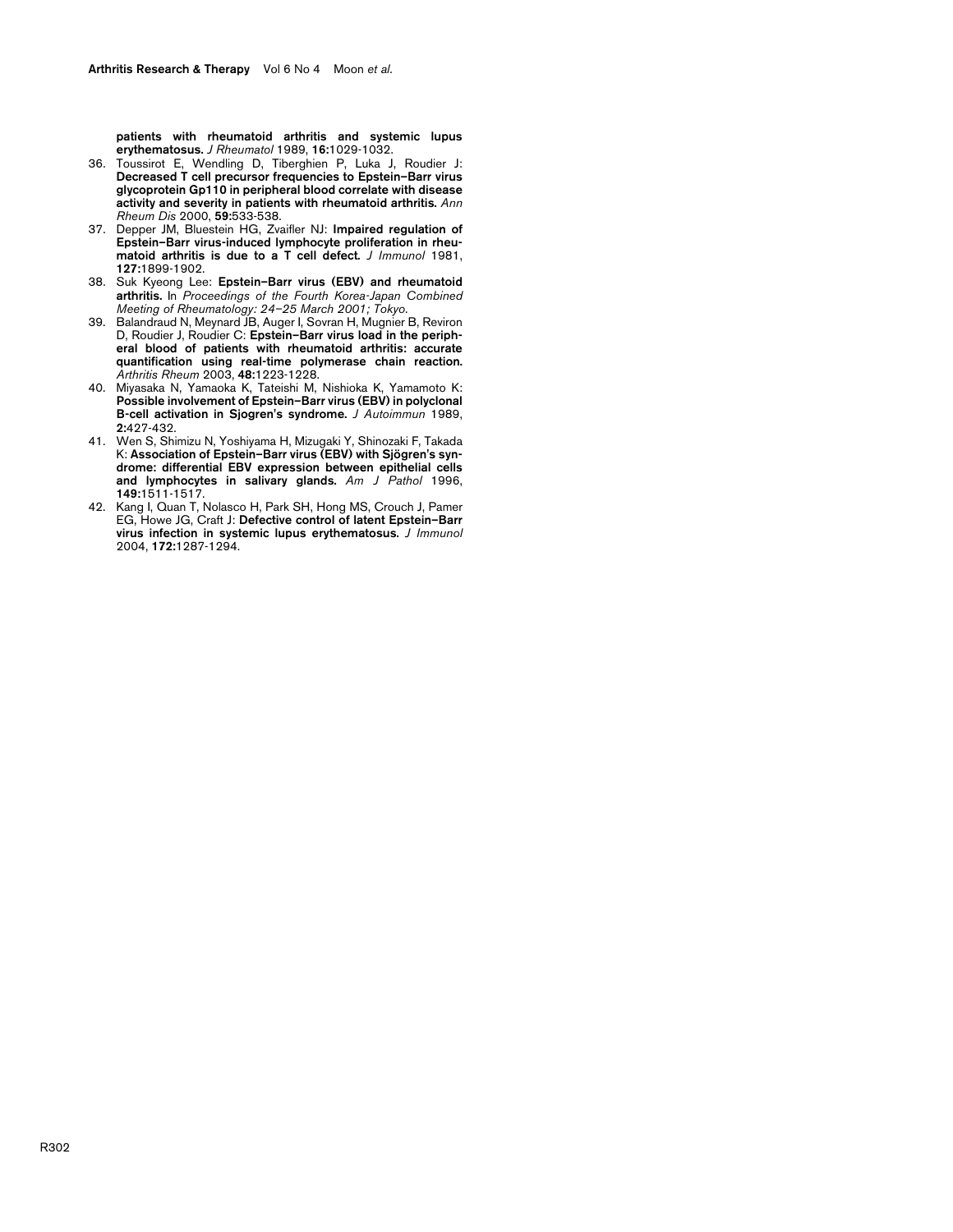patients with rheumatoid arthritis and systemic lupus erythematosus. *J Rheumatol* 1989, **16:**1029-1032.

36. Toussirot E, Wendling D, Tiberghien P, Luka J, Roudier J: **Decreased T cell precursor frequencies to Epstein–Barr virus glycoprotein Gp110 in peripheral blood correlate with disease activity and severity in patients with rheumatoid arthritis.** *Ann Rheum Dis* 2000, **59:**533-538.
37. Depper JM, Bluestein HG, Zvaifler NJ: **Impaired regulation of Epstein–Barr virus-induced lymphocyte proliferation in rheumatoid arthritis is due to a T cell defect.** *J Immunol* 1981, **127:**1899-1902.
38. Suk Kyeong Lee: **Epstein–Barr virus (EBV) and rheumatoid arthritis.** In *Proceedings of the Fourth Korea-Japan Combined Meeting of Rheumatology: 24–25 March 2001; Tokyo*.
39. Balandraud N, Meynard JB, Auger I, Sovran H, Mugnier B, Reviron D, Roudier J, Roudier C: **Epstein–Barr virus load in the peripheral blood of patients with rheumatoid arthritis: accurate quantification using real-time polymerase chain reaction.** *Arthritis Rheum* 2003, **48:**1223-1228.
40. Miyasaka N, Yamaoka K, Tateishi M, Nishioka K, Yamamoto K: **Possible involvement of Epstein–Barr virus (EBV) in polyclonal B-cell activation in Sjogren's syndrome.** *J Autoimmun* 1989, **2:**427-432.
41. Wen S, Shimizu N, Yoshiyama H, Mizugaki Y, Shinozaki F, Takada K: **Association of Epstein–Barr virus (EBV) with Sjögren's syndrome: differential EBV expression between epithelial cells and lymphocytes in salivary glands.** *Am J Pathol* 1996, **149:**1511-1517.
42. Kang I, Quan T, Nolasco H, Park SH, Hong MS, Crouch J, Pamer EG, Howe JG, Craft J: **Defective control of latent Epstein–Barr virus infection in systemic lupus erythematosus.** *J Immunol* 2004, **172:**1287-1294.